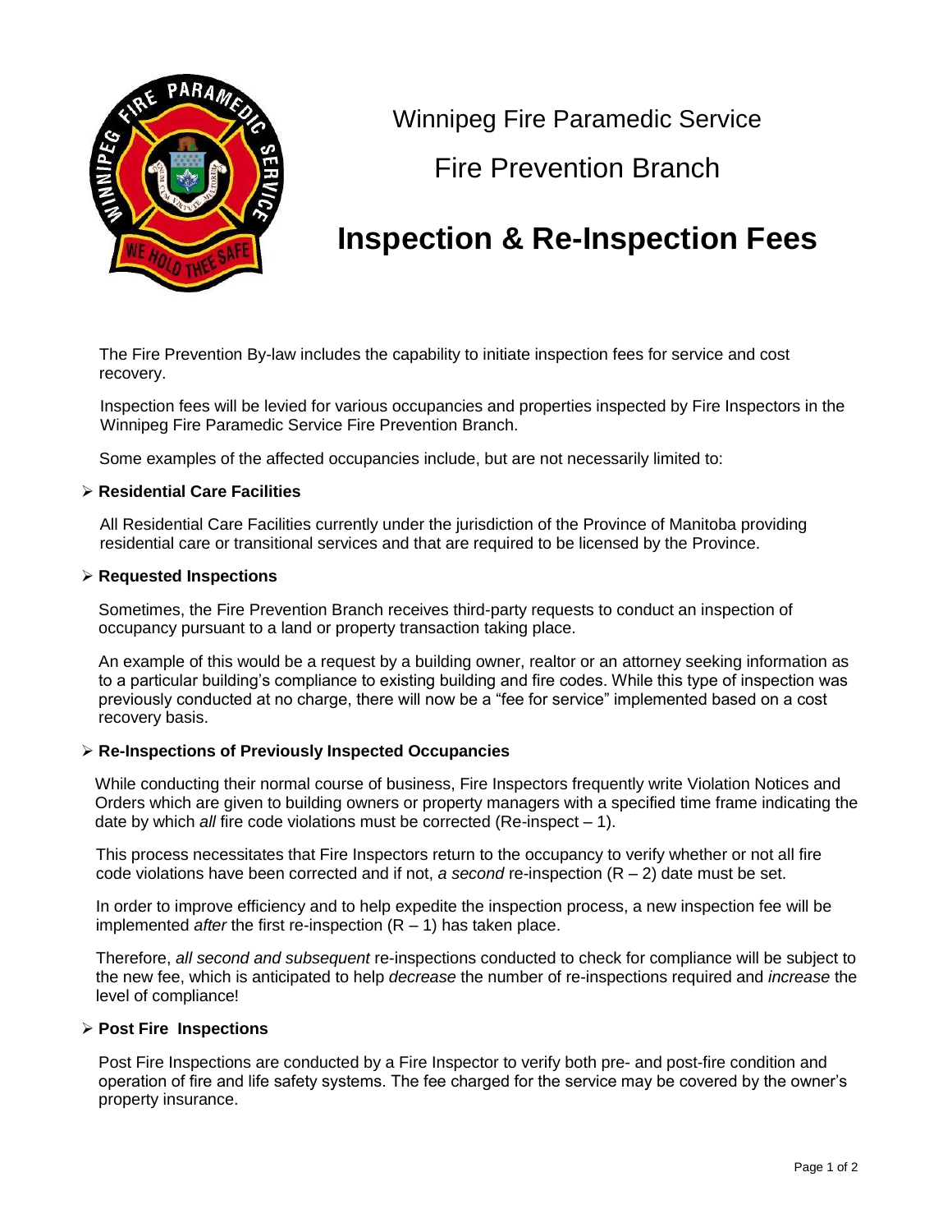# Winnipeg Fire Paramedic Service

## Fire Prevention Branch

# Inspection & Re-Inspection Fees

The Fire Prevention By-law includes the capability to initiate inspection fees for service and cost recovery.

Inspection fees will be levied for various occupancies and properties inspected by Fire Inspectors in the Winnipeg Fire Paramedic Service Fire Prevention Branch.

Some examples of the affected occupancies include, but are not necessarily limited to:

- **Residential Care Facilities**

  All Residential Care Facilities currently under the jurisdiction of the Province of Manitoba providing residential care or transitional services and that are required to be licensed by the Province.

- **Requested Inspections**

  Sometimes, the Fire Prevention Branch receives third-party requests to conduct an inspection of occupancy pursuant to a land or property transaction taking place.

  An example of this would be a request by a building owner, realtor or an attorney seeking information as to a particular building's compliance to existing building and fire codes. While this type of inspection was previously conducted at no charge, there will now be a "fee for service" implemented based on a cost recovery basis.

- **Re-Inspections of Previously Inspected Occupancies**

  While conducting their normal course of business, Fire Inspectors frequently write Violation Notices and Orders which are given to building owners or property managers with a specified time frame indicating the date by which *all* fire code violations must be corrected (Re-inspect – 1).

  This process necessitates that Fire Inspectors return to the occupancy to verify whether or not all fire code violations have been corrected and if not, *a second* re-inspection (R – 2) date must be set.

  In order to improve efficiency and to help expedite the inspection process, a new inspection fee will be implemented *after* the first re-inspection (R – 1) has taken place.

  Therefore, *all second and subsequent* re-inspections conducted to check for compliance will be subject to the new fee, which is anticipated to help *decrease* the number of re-inspections required and *increase* the level of compliance!

- **Post Fire Inspections**

  Post Fire Inspections are conducted by a Fire Inspector to verify both pre- and post-fire condition and operation of fire and life safety systems. The fee charged for the service may be covered by the owner's property insurance.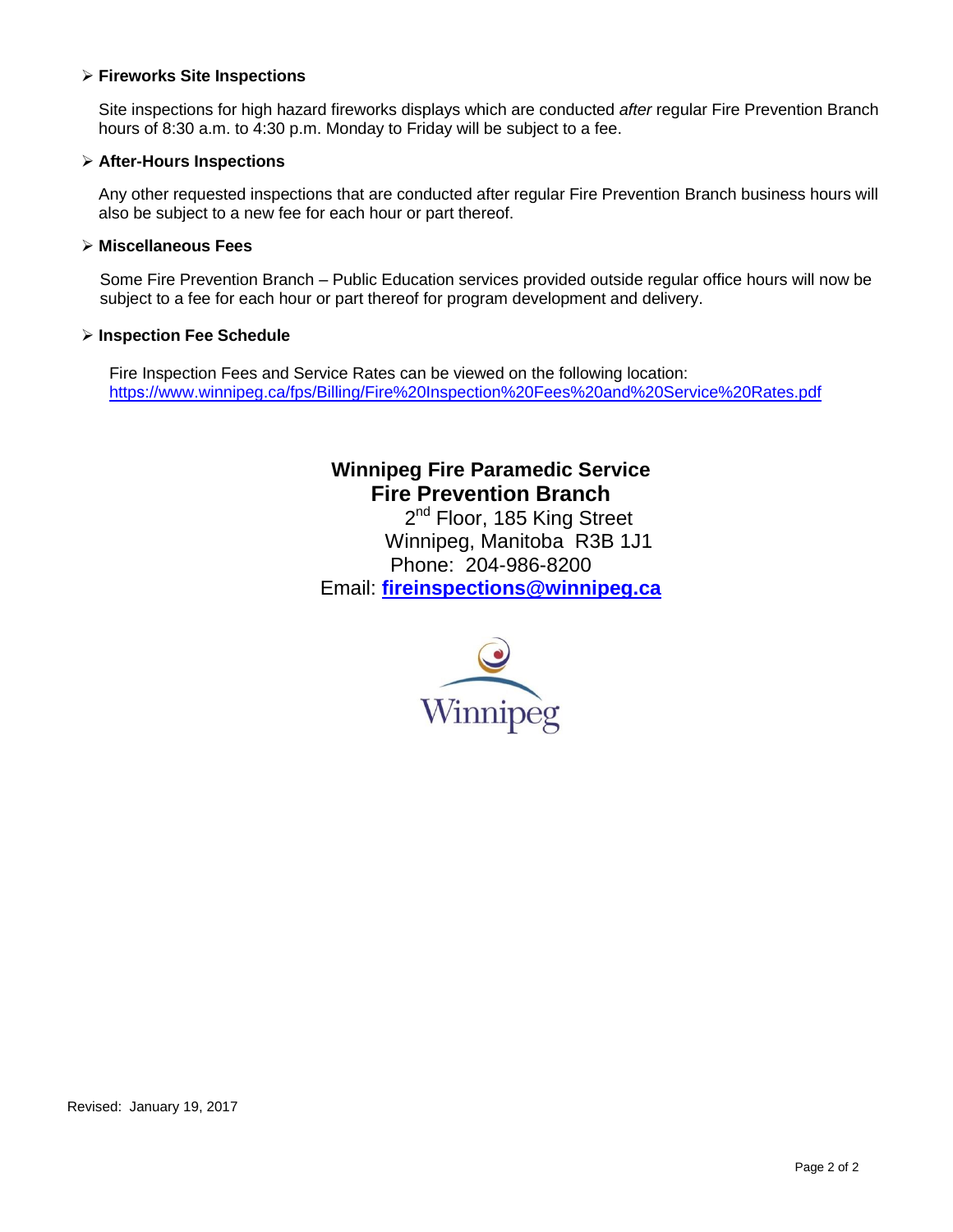- **Fireworks Site Inspections**

  Site inspections for high hazard fireworks displays which are conducted *after* regular Fire Prevention Branch hours of 8:30 a.m. to 4:30 p.m. Monday to Friday will be subject to a fee.

- **After-Hours Inspections**

  Any other requested inspections that are conducted after regular Fire Prevention Branch business hours will also be subject to a new fee for each hour or part thereof.

- **Miscellaneous Fees**

  Some Fire Prevention Branch – Public Education services provided outside regular office hours will now be subject to a fee for each hour or part thereof for program development and delivery.

- **Inspection Fee Schedule**

  Fire Inspection Fees and Service Rates can be viewed on the following location:
  https://www.winnipeg.ca/fps/Billing/Fire%20Inspection%20Fees%20and%20Service%20Rates.pdf

**Winnipeg Fire Paramedic Service**
**Fire Prevention Branch**
2nd Floor, 185 King Street
Winnipeg, Manitoba R3B 1J1
Phone: 204-986-8200
Email: **fireinspections@winnipeg.ca**

Winnipeg

Revised: January 19, 2017